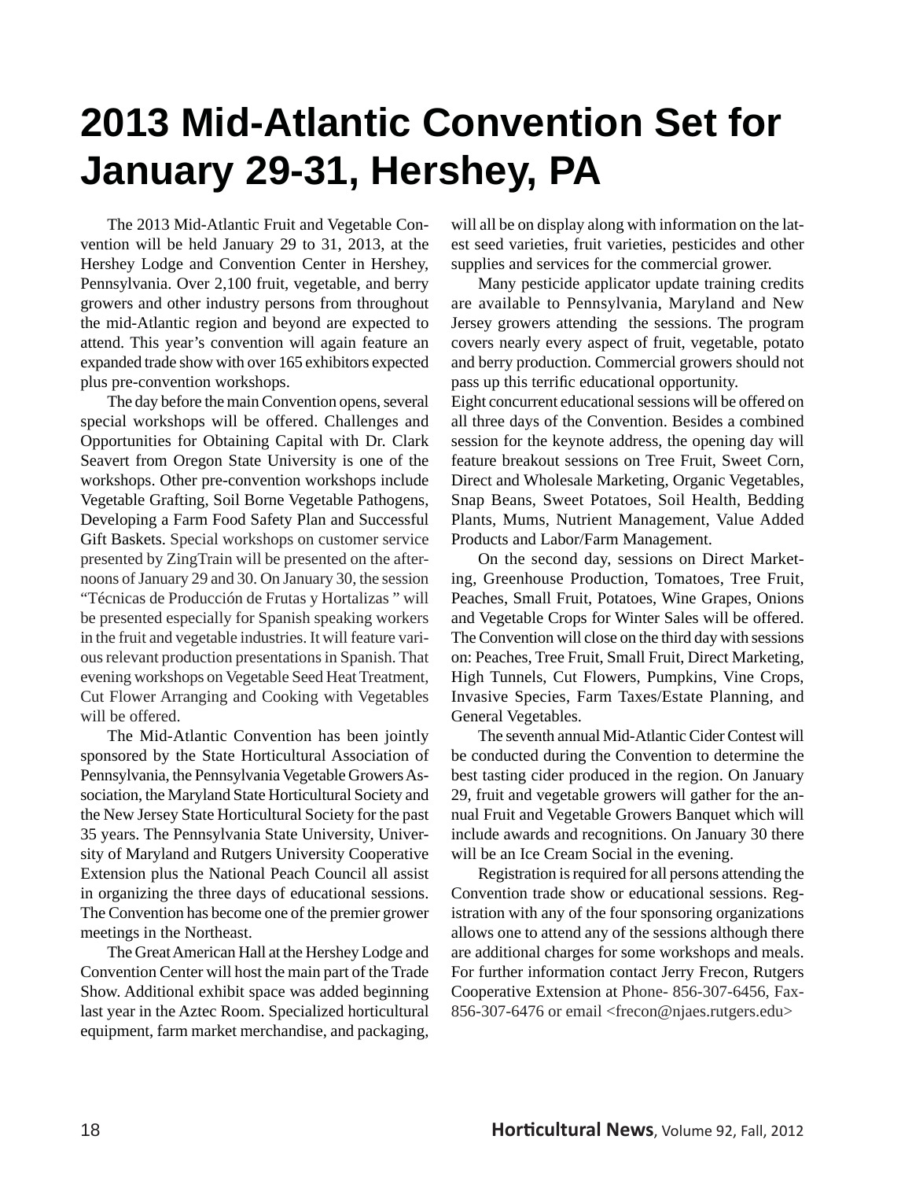# 2013 Mid-Atlantic Convention Set for January 29-31, Hershey, PA

The 2013 Mid-Atlantic Fruit and Vegetable Convention will be held January 29 to 31, 2013, at the Hershey Lodge and Convention Center in Hershey, Pennsylvania. Over 2,100 fruit, vegetable, and berry growers and other industry persons from throughout the mid-Atlantic region and beyond are expected to attend. This year's convention will again feature an expanded trade show with over 165 exhibitors expected plus pre-convention workshops.

The day before the main Convention opens, several special workshops will be offered. Challenges and Opportunities for Obtaining Capital with Dr. Clark Seavert from Oregon State University is one of the workshops. Other pre-convention workshops include Vegetable Grafting, Soil Borne Vegetable Pathogens, Developing a Farm Food Safety Plan and Successful Gift Baskets. Special workshops on customer service presented by ZingTrain will be presented on the afternoons of January 29 and 30. On January 30, the session "Técnicas de Producción de Frutas y Hortalizas " will be presented especially for Spanish speaking workers in the fruit and vegetable industries. It will feature various relevant production presentations in Spanish. That evening workshops on Vegetable Seed Heat Treatment, Cut Flower Arranging and Cooking with Vegetables will be offered.

The Mid-Atlantic Convention has been jointly sponsored by the State Horticultural Association of Pennsylvania, the Pennsylvania Vegetable Growers Association, the Maryland State Horticultural Society and the New Jersey State Horticultural Society for the past 35 years. The Pennsylvania State University, University of Maryland and Rutgers University Cooperative Extension plus the National Peach Council all assist in organizing the three days of educational sessions. The Convention has become one of the premier grower meetings in the Northeast.

The Great American Hall at the Hershey Lodge and Convention Center will host the main part of the Trade Show. Additional exhibit space was added beginning last year in the Aztec Room. Specialized horticultural equipment, farm market merchandise, and packaging, will all be on display along with information on the latest seed varieties, fruit varieties, pesticides and other supplies and services for the commercial grower.

Many pesticide applicator update training credits are available to Pennsylvania, Maryland and New Jersey growers attending the sessions. The program covers nearly every aspect of fruit, vegetable, potato and berry production. Commercial growers should not pass up this terrific educational opportunity.

Eight concurrent educational sessions will be offered on all three days of the Convention. Besides a combined session for the keynote address, the opening day will feature breakout sessions on Tree Fruit, Sweet Corn, Direct and Wholesale Marketing, Organic Vegetables, Snap Beans, Sweet Potatoes, Soil Health, Bedding Plants, Mums, Nutrient Management, Value Added Products and Labor/Farm Management.

On the second day, sessions on Direct Marketing, Greenhouse Production, Tomatoes, Tree Fruit, Peaches, Small Fruit, Potatoes, Wine Grapes, Onions and Vegetable Crops for Winter Sales will be offered. The Convention will close on the third day with sessions on: Peaches, Tree Fruit, Small Fruit, Direct Marketing, High Tunnels, Cut Flowers, Pumpkins, Vine Crops, Invasive Species, Farm Taxes/Estate Planning, and General Vegetables.

The seventh annual Mid-Atlantic Cider Contest will be conducted during the Convention to determine the best tasting cider produced in the region. On January 29, fruit and vegetable growers will gather for the annual Fruit and Vegetable Growers Banquet which will include awards and recognitions. On January 30 there will be an Ice Cream Social in the evening.

Registration is required for all persons attending the Convention trade show or educational sessions. Registration with any of the four sponsoring organizations allows one to attend any of the sessions although there are additional charges for some workshops and meals. For further information contact Jerry Frecon, Rutgers Cooperative Extension at Phone- 856-307-6456, Fax-856-307-6476 or email <frecon@njaes.rutgers.edu>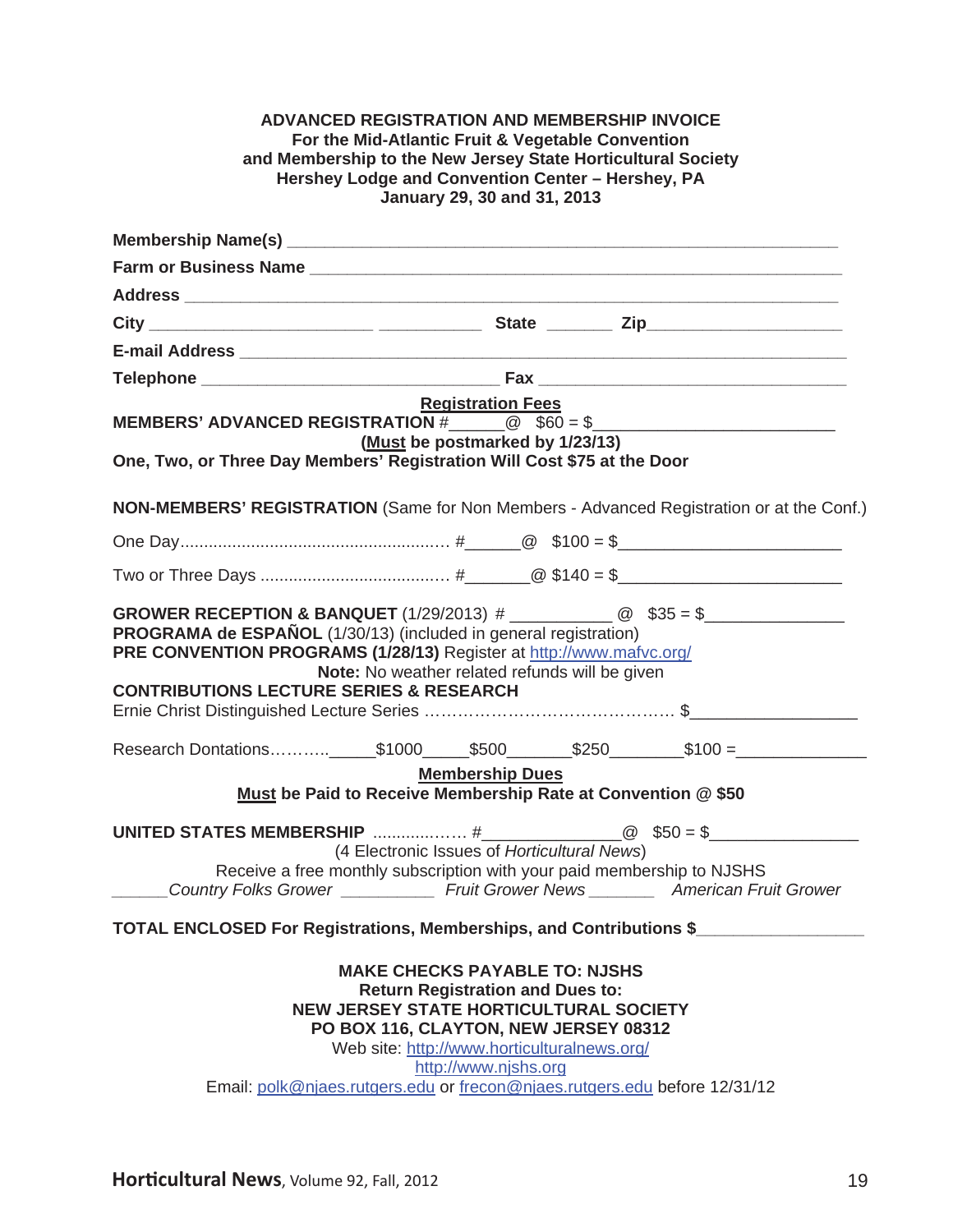**ADVANCED REGISTRATION AND MEMBERSHIP INVOICE**
**For the Mid-Atlantic Fruit & Vegetable Convention**
**and Membership to the New Jersey State Horticultural Society**
**Hershey Lodge and Convention Center – Hershey, PA**
**January 29, 30 and 31, 2013**

**Membership Name(s)** ______________________________________________________________

**Farm or Business Name** ____________________________________________________________

**Address** _________________________________________________________________________

**City** ________________________ ___________ **State** _______ **Zip**____________________

**E-mail Address** ___________________________________________________________________

**Telephone** _________________________________ **Fax** __________________________________

**Registration Fees**

**MEMBERS' ADVANCED REGISTRATION** #______@ $60 = $_________________________

**(Must be postmarked by 1/23/13)**

**One, Two, or Three Day Members' Registration Will Cost $75 at the Door**

**NON-MEMBERS' REGISTRATION** (Same for Non Members - Advanced Registration or at the Conf.)

One Day........................................................ #______@ $100 = $_______________________

Two or Three Days ....................................... #_______@ $140 = $_______________________

**GROWER RECEPTION & BANQUET** (1/29/2013) # ___________ @ $35 = $_______________

**PROGRAMA de ESPAÑOL** (1/30/13) (included in general registration)

**PRE CONVENTION PROGRAMS (1/28/13)** Register at http://www.mafvc.org/

**Note:** No weather related refunds will be given

**CONTRIBUTIONS LECTURE SERIES & RESEARCH**

Ernie Christ Distinguished Lecture Series ………………………………………. $_________________

Research Dontations………._____$1000_____$500_______$250________$100 =______________

**Membership Dues**

**Must be Paid to Receive Membership Rate at Convention @ $50**

**UNITED STATES MEMBERSHIP** ................…. #_______________@ $50 = $________________

(4 Electronic Issues of *Horticultural News*)

Receive a free monthly subscription with your paid membership to NJSHS

______*Country Folks Grower* __________ *Fruit Grower News* _______ *American Fruit Grower*

**TOTAL ENCLOSED For Registrations, Memberships, and Contributions $**_________________

**MAKE CHECKS PAYABLE TO: NJSHS**
**Return Registration and Dues to:**
**NEW JERSEY STATE HORTICULTURAL SOCIETY**
**PO BOX 116, CLAYTON, NEW JERSEY 08312**

Web site: http://www.horticulturalnews.org/
http://www.njshs.org

Email: polk@njaes.rutgers.edu or frecon@njaes.rutgers.edu before 12/31/12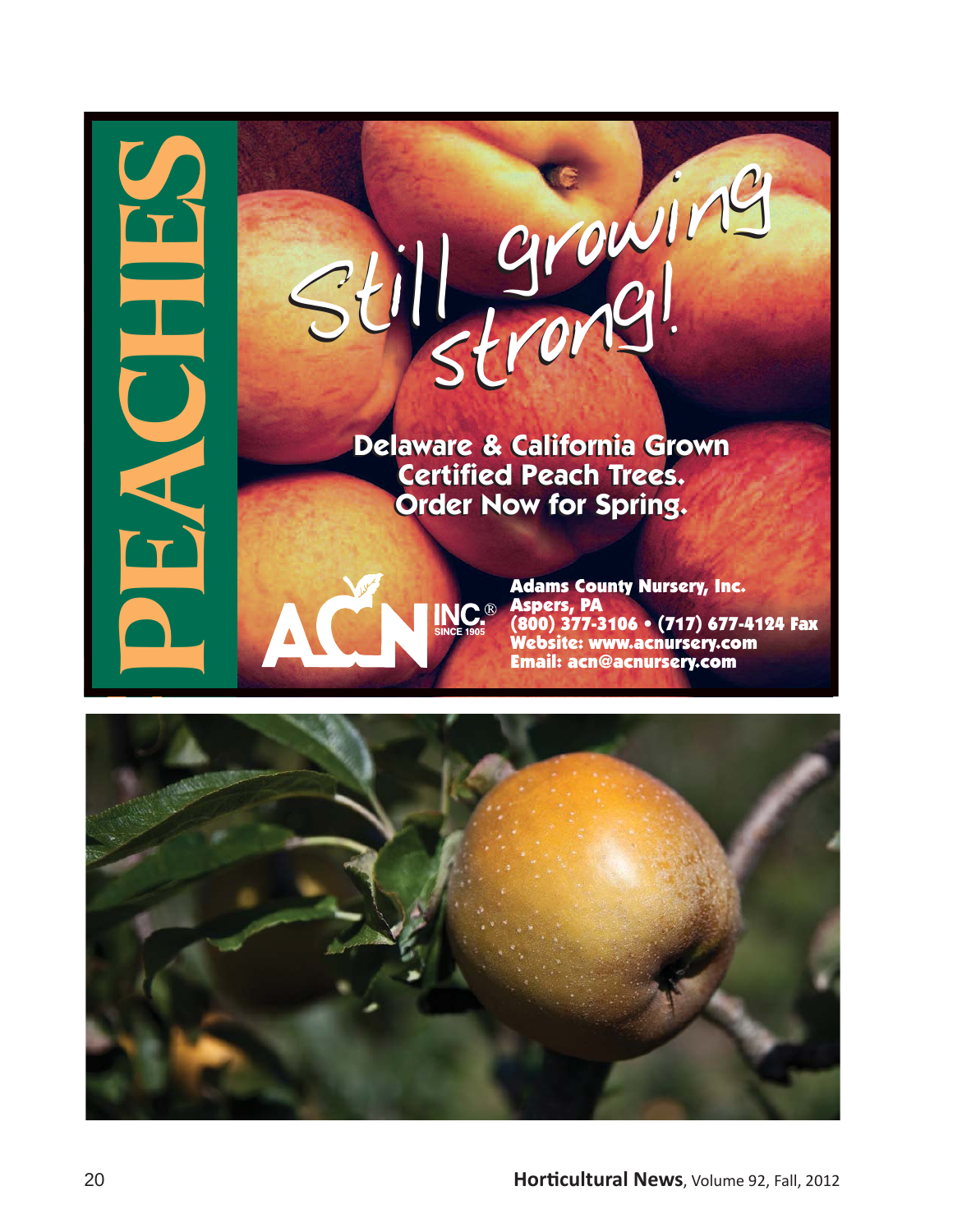# PEACHES

*Still growing strong!*

**Delaware & California Grown Certified Peach Trees. Order Now for Spring.**

ACN INC.® SINCE 1905

**Adams County Nursery, Inc.**
**Aspers, PA**
**(800) 377-3106 • (717) 677-4124 Fax**
**Website: www.acnursery.com**
**Email: acn@acnursery.com**